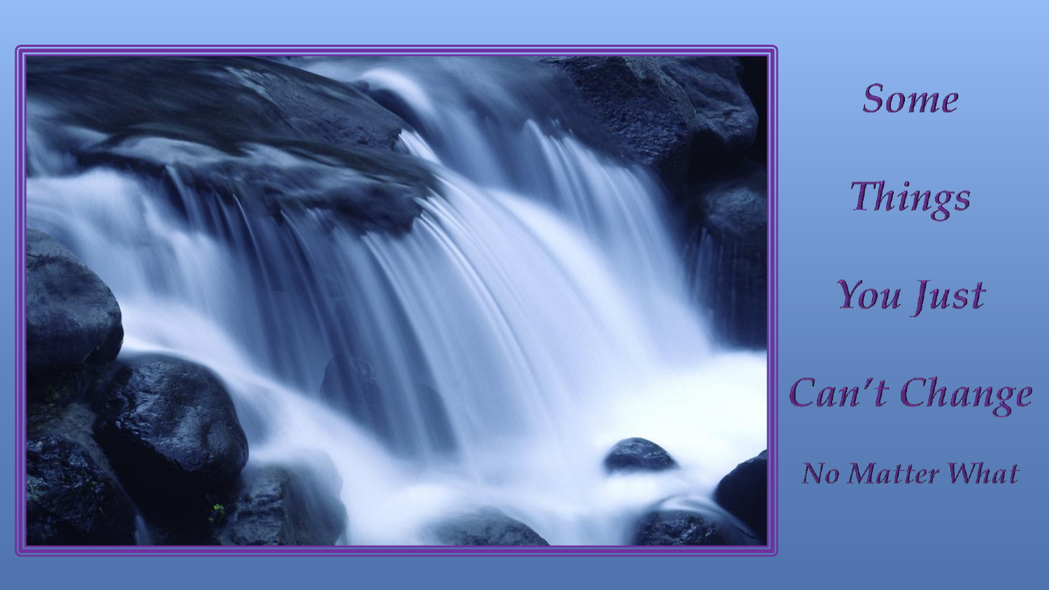# Some Things You Just Can't Change

## No Matter What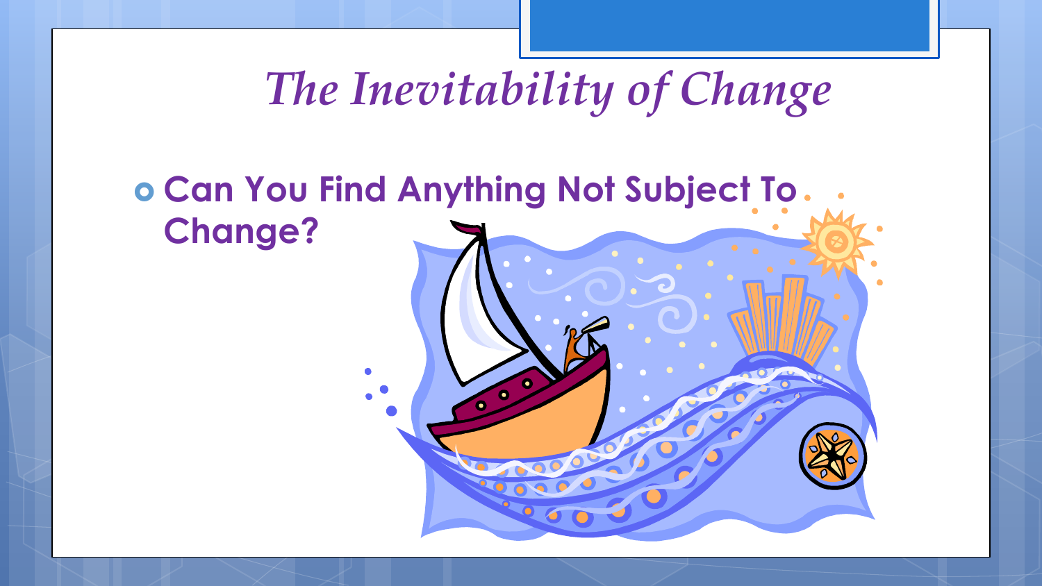# *The Inevitability of Change*

- **Can You Find Anything Not Subject To Change?**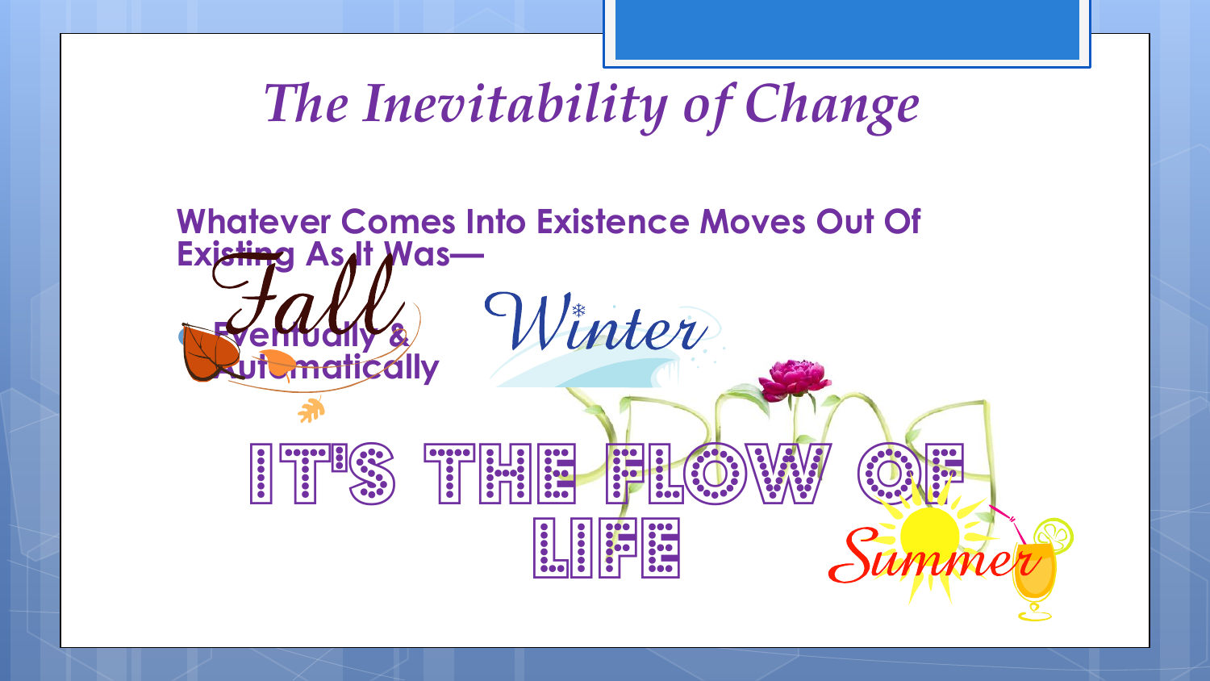# The Inevitability of Change

**Whatever Comes Into Existence Moves Out Of Existing As It Was—**

- **Eventually & Automatically**

Fall

Winter

IT'S THE FLOW OF LIFE

Summer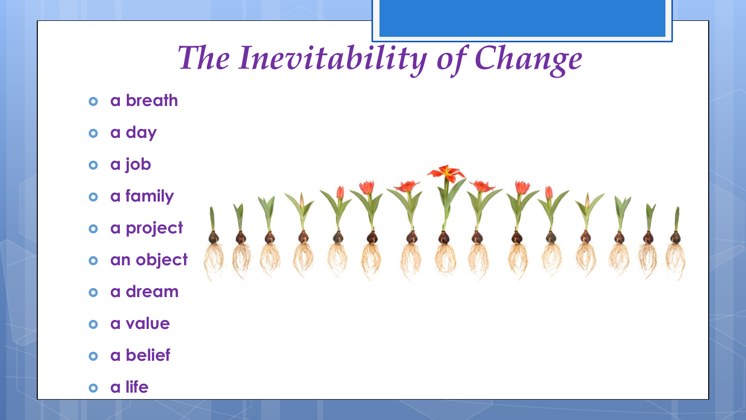# *The Inevitability of Change*

- a breath
- a day
- a job
- a family
- a project
- an object
- a dream
- a value
- a belief
- a life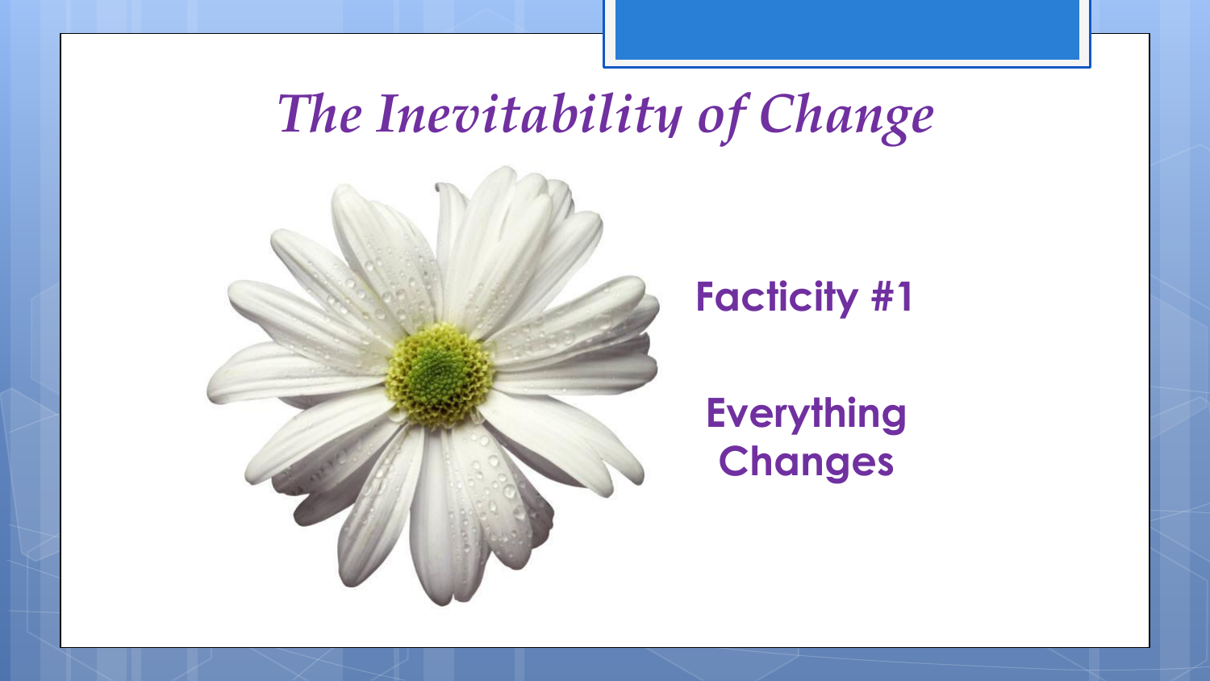# *The Inevitability of Change*

**Facticity #1**

**Everything Changes**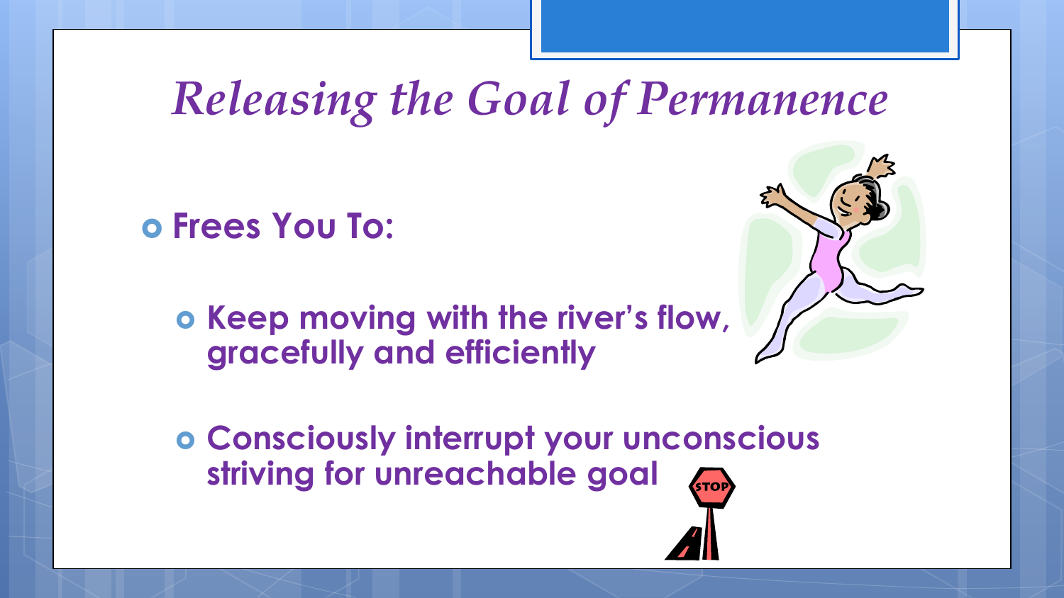# *Releasing the Goal of Permanence*

- **Frees You To:**
  - **Keep moving with the river's flow, gracefully and efficiently**
  - **Consciously interrupt your unconscious striving for unreachable goal**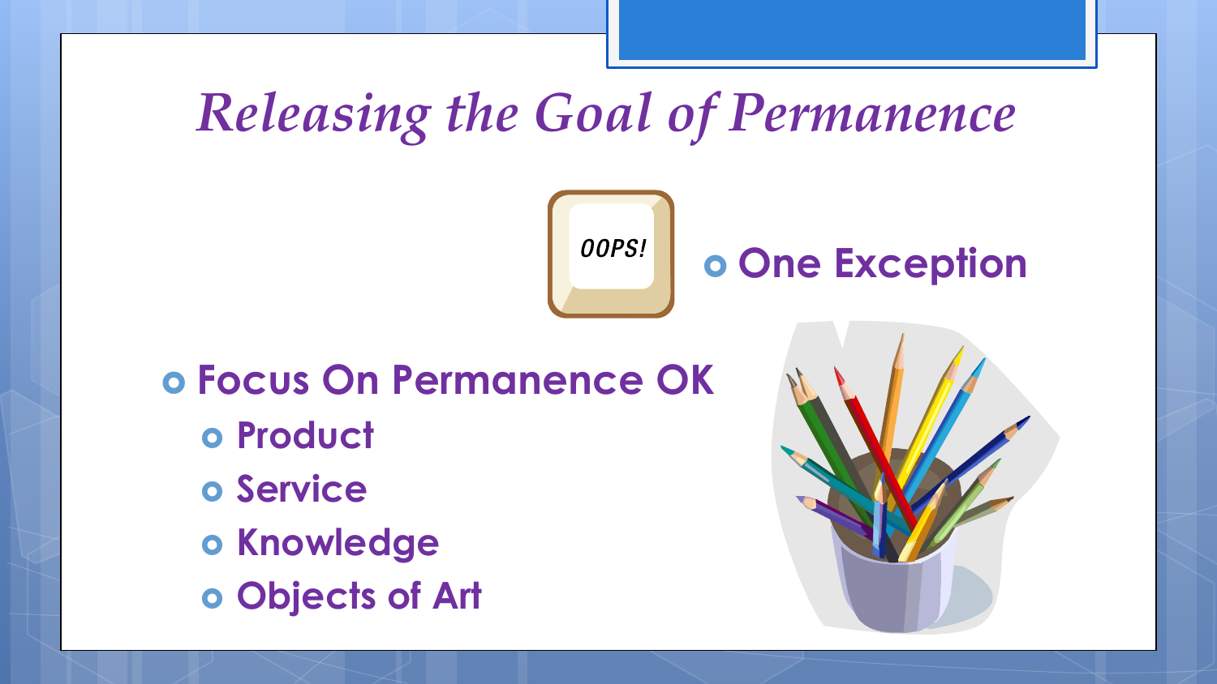# *Releasing the Goal of Permanence*

- **One Exception**

- **Focus On Permanence OK**
  - **Product**
  - **Service**
  - **Knowledge**
  - **Objects of Art**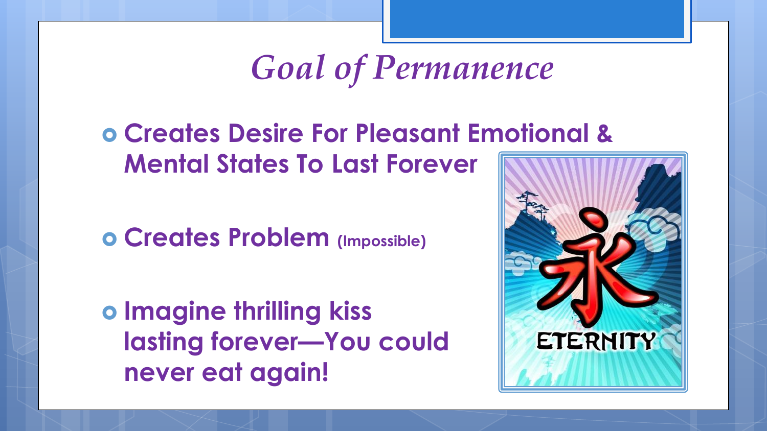# *Goal of Permanence*

- **Creates Desire For Pleasant Emotional & Mental States To Last Forever**
- **Creates Problem (Impossible)**
- **Imagine thrilling kiss lasting forever—You could never eat again!**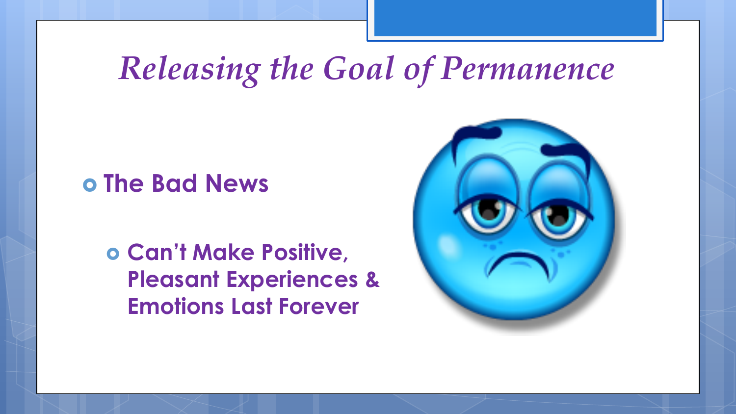# *Releasing the Goal of Permanence*

- **The Bad News**
  - **Can't Make Positive, Pleasant Experiences & Emotions Last Forever**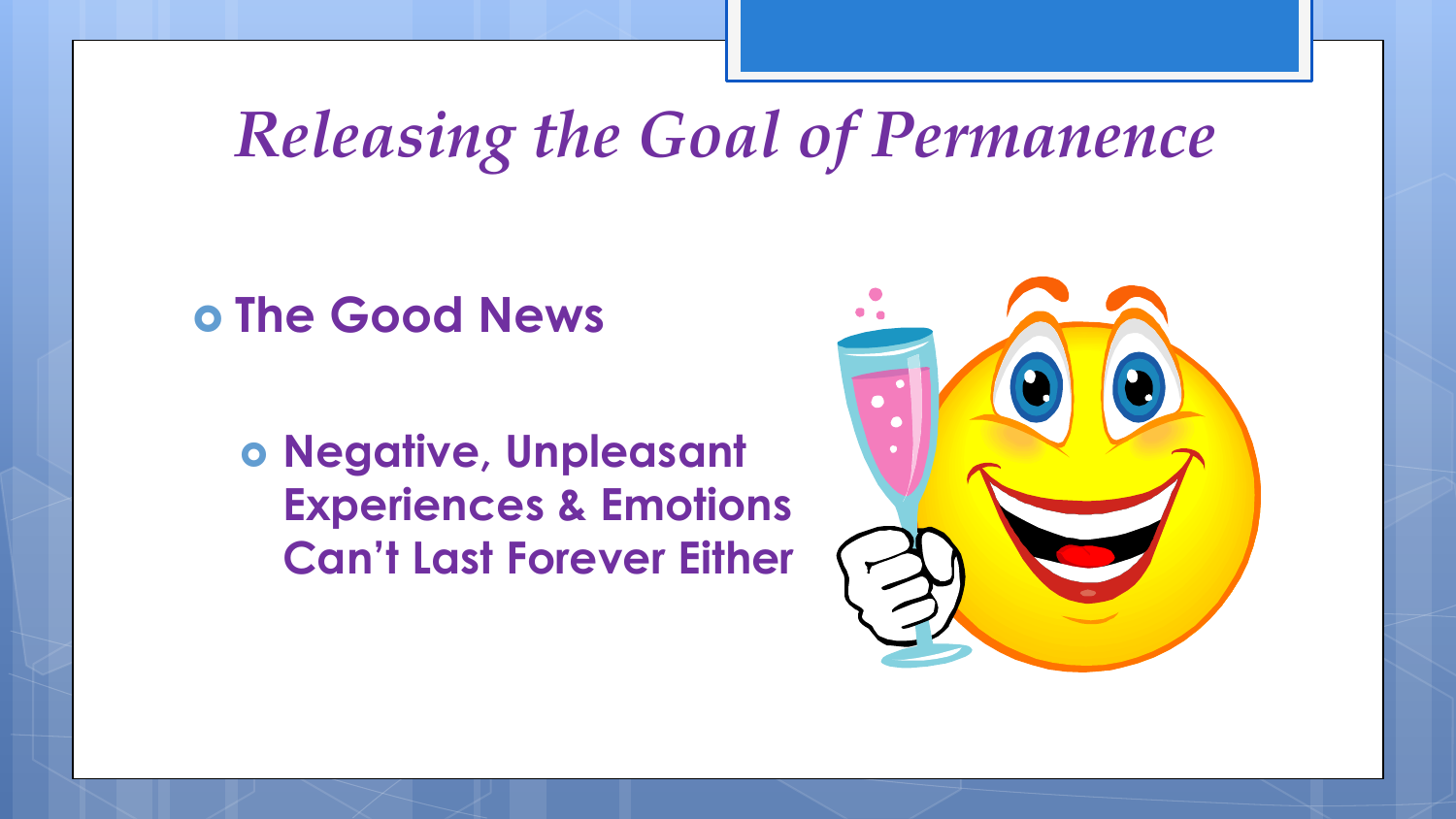# *Releasing the Goal of Permanence*

- **The Good News**
  - **Negative, Unpleasant Experiences & Emotions Can't Last Forever Either**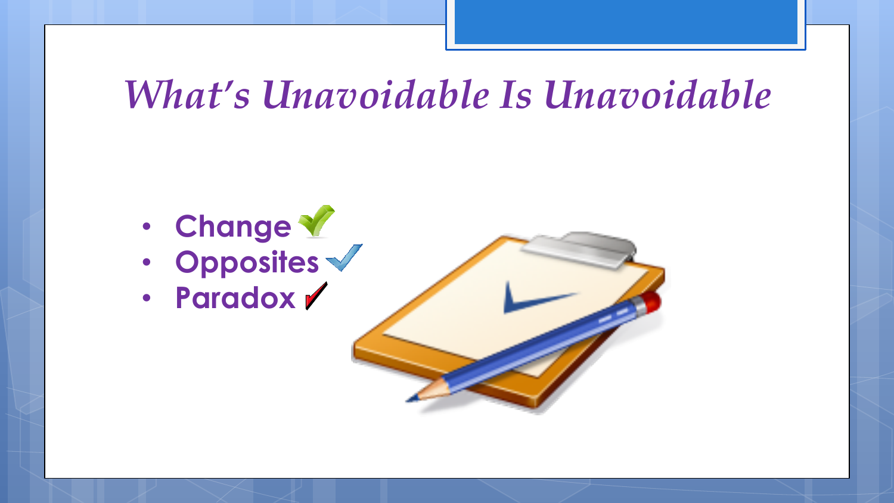# *What's Unavoidable Is Unavoidable*

- **Change**
- **Opposites**
- **Paradox**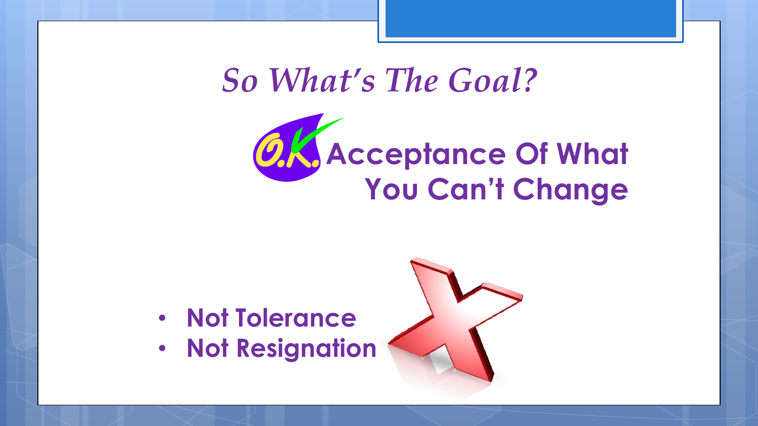# *So What's The Goal?*

## O.K. Acceptance Of What You Can't Change

- **Not Tolerance**
- **Not Resignation**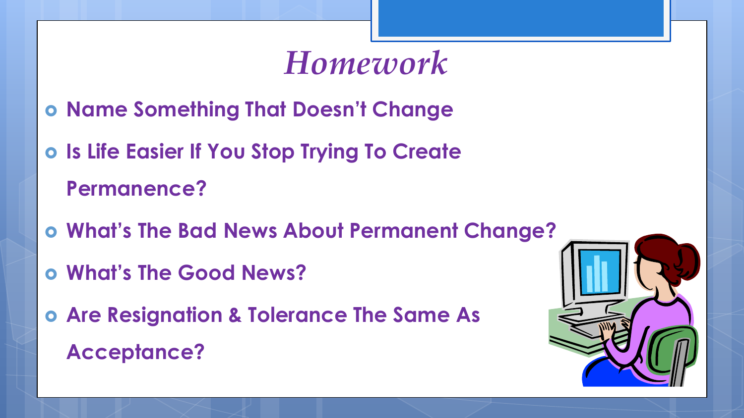# *Homework*

- **Name Something That Doesn't Change**
- **Is Life Easier If You Stop Trying To Create Permanence?**
- **What's The Bad News About Permanent Change?**
- **What's The Good News?**
- **Are Resignation & Tolerance The Same As Acceptance?**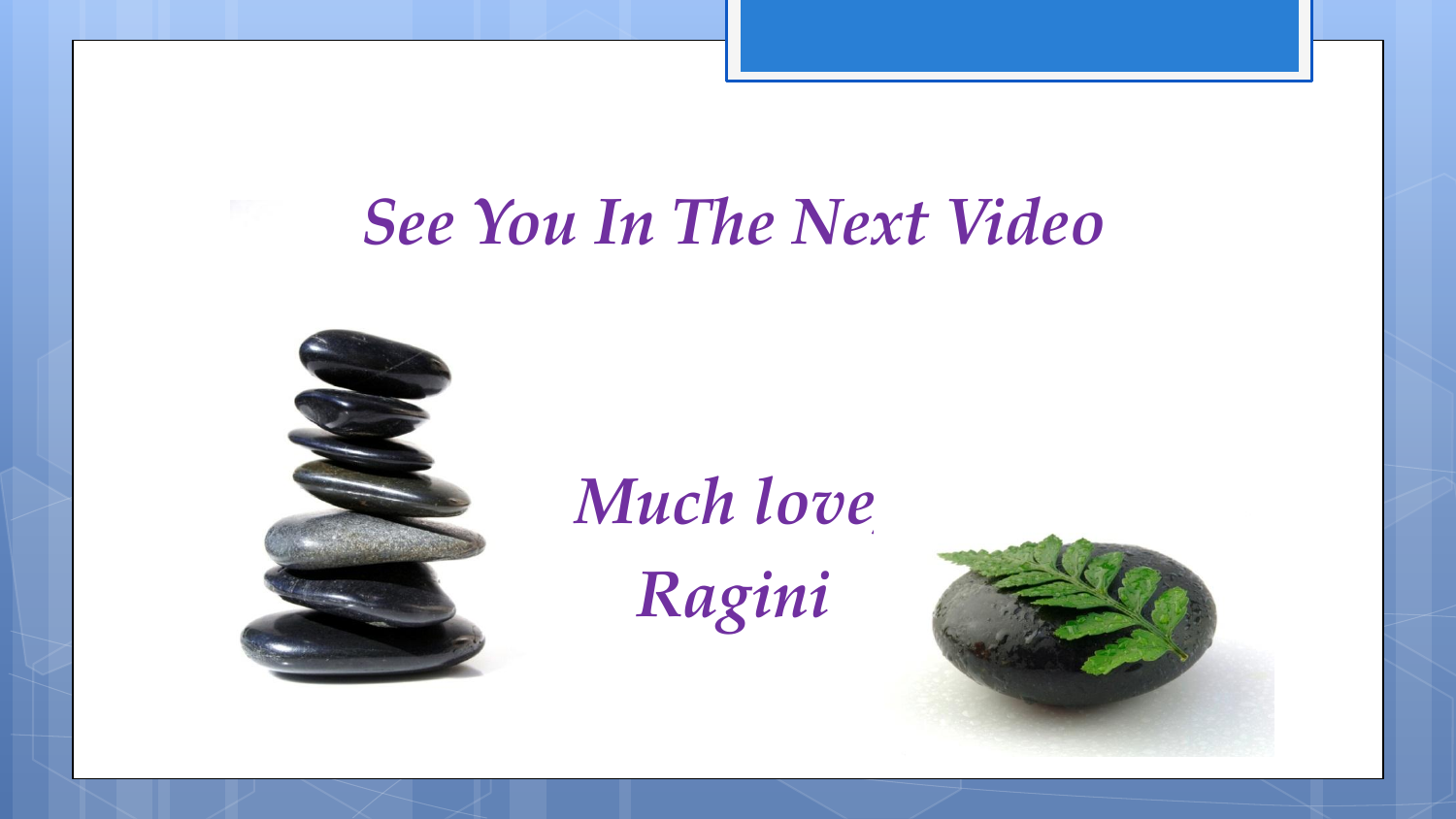# *See You In The Next Video*

*Much love,*

*Ragini*